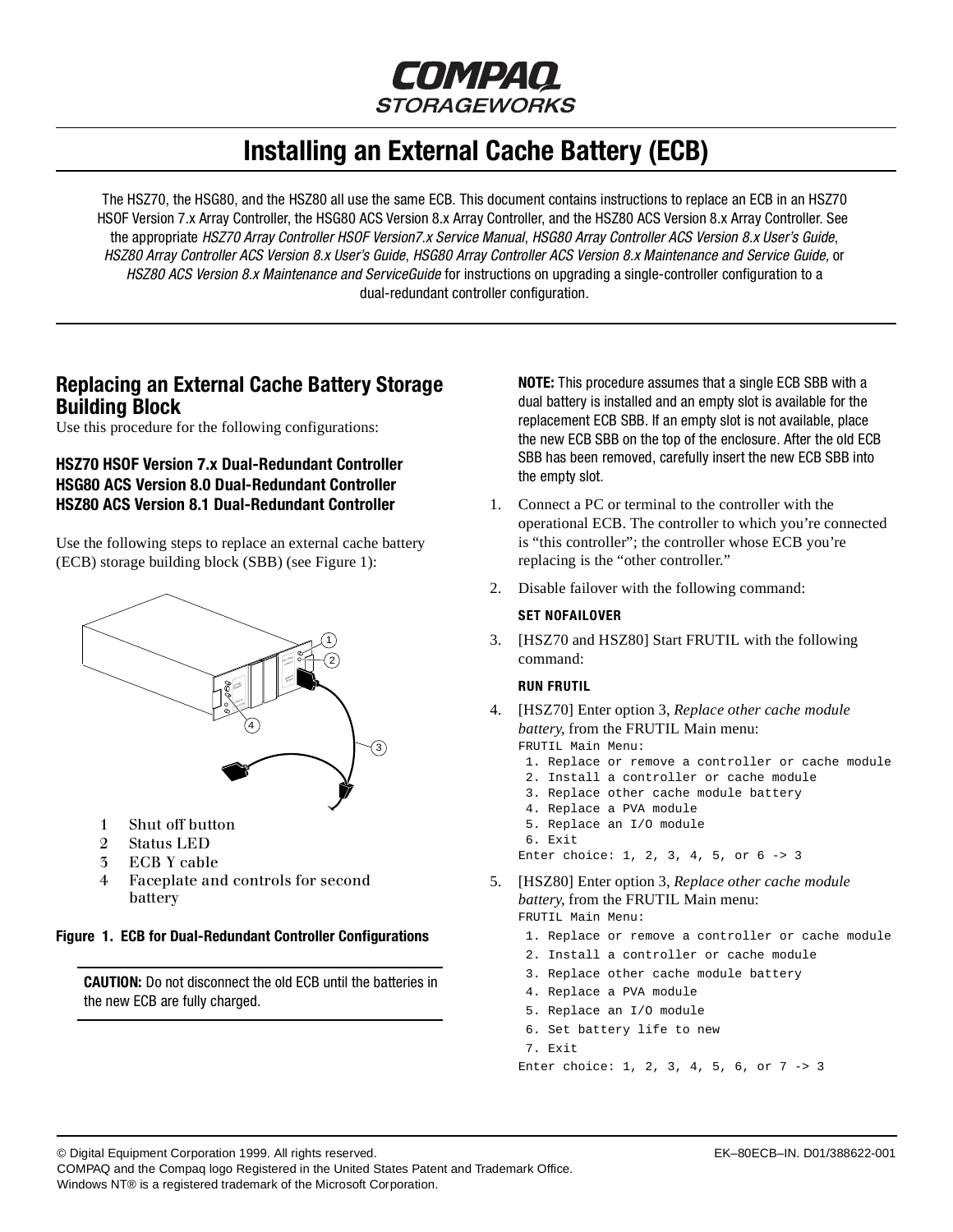# Installing an External Cache Battery (ECB)

The HSZ70, the HSG80, and the HSZ80 all use the same ECB. This document contains instructions to replace an ECB in an HSZ70 HSOF Version 7.x Array Controller, the HSG80 ACS Version 8.x Array Controller, and the HSZ80 ACS Version 8.x Array Controller. See the appropriate *HSZ70 Array Controller HSOF Version7.x Service Manual*, *HSG80 Array Controller ACS Version 8.x User's Guide*, *HSZ80 Array Controller ACS Version 8.x User's Guide*, *HSG80 Array Controller ACS Version 8.x Maintenance and Service Guide,* or *HSZ80 ACS Version 8.x Maintenance and ServiceGuide* for instructions on upgrading a single-controller configuration to a dual-redundant controller configuration.

## Replacing an External Cache Battery Storage Building Block

Use this procedure for the following configurations:

**HSZ70 HSOF Version 7.x Dual-Redundant Controller**
**HSG80 ACS Version 8.0 Dual-Redundant Controller**
**HSZ80 ACS Version 8.1 Dual-Redundant Controller**

Use the following steps to replace an external cache battery (ECB) storage building block (SBB) (see Figure 1):

1 Shut off button
2 Status LED
3 ECB Y cable
4 Faceplate and controls for second battery

**Figure 1. ECB for Dual-Redundant Controller Configurations**

**CAUTION:** Do not disconnect the old ECB until the batteries in the new ECB are fully charged.

**NOTE:** This procedure assumes that a single ECB SBB with a dual battery is installed and an empty slot is available for the replacement ECB SBB. If an empty slot is not available, place the new ECB SBB on the top of the enclosure. After the old ECB SBB has been removed, carefully insert the new ECB SBB into the empty slot.

1. Connect a PC or terminal to the controller with the operational ECB. The controller to which you're connected is "this controller"; the controller whose ECB you're replacing is the "other controller."

2. Disable failover with the following command:

   **SET NOFAILOVER**

3. [HSZ70 and HSZ80] Start FRUTIL with the following command:

   **RUN FRUTIL**

4. [HSZ70] Enter option 3, *Replace other cache module battery*, from the FRUTIL Main menu:

```
FRUTIL Main Menu:
 1. Replace or remove a controller or cache module
 2. Install a controller or cache module
 3. Replace other cache module battery
 4. Replace a PVA module
 5. Replace an I/O module
 6. Exit
Enter choice: 1, 2, 3, 4, 5, or 6 -> 3
```

5. [HSZ80] Enter option 3, *Replace other cache module battery*, from the FRUTIL Main menu:

```
FRUTIL Main Menu:
 1. Replace or remove a controller or cache module
 2. Install a controller or cache module
 3. Replace other cache module battery
 4. Replace a PVA module
 5. Replace an I/O module
 6. Set battery life to new
 7. Exit
Enter choice: 1, 2, 3, 4, 5, 6, or 7 -> 3
```

© Digital Equipment Corporation 1999. All rights reserved.
COMPAQ and the Compaq logo Registered in the United States Patent and Trademark Office.
Windows NT® is a registered trademark of the Microsoft Corporation.

EK–80ECB–IN. D01/388622-001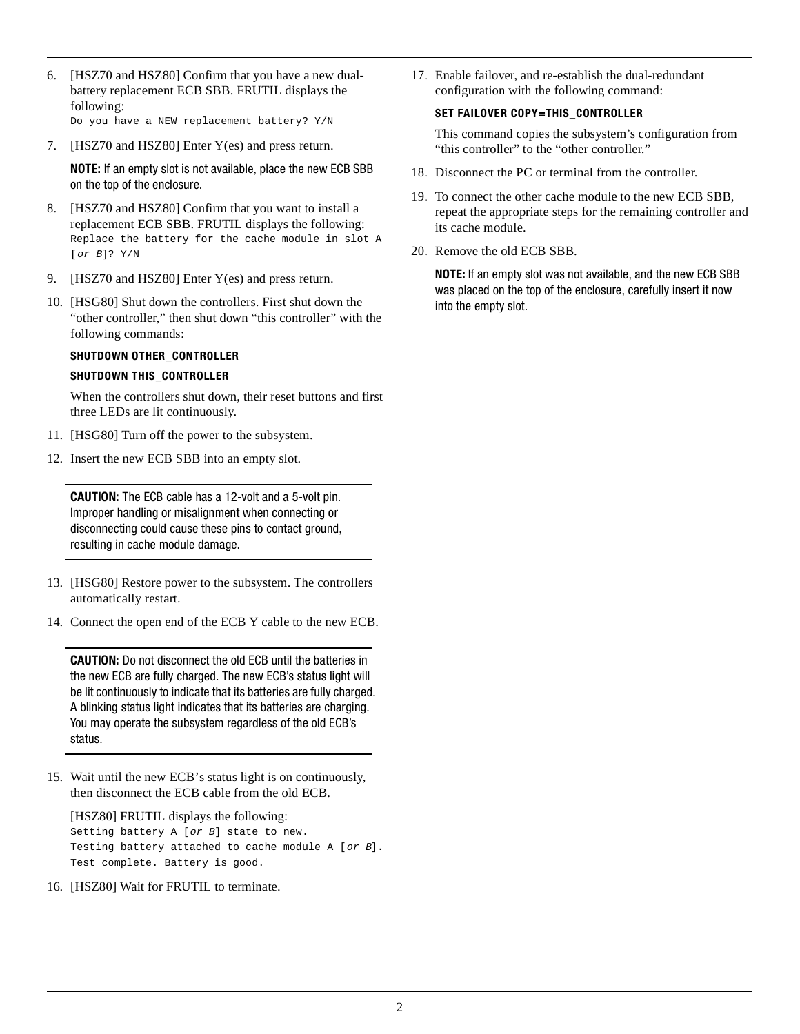6. [HSZ70 and HSZ80] Confirm that you have a new dual-battery replacement ECB SBB. FRUTIL displays the following:
   `Do you have a NEW replacement battery? Y/N`

7. [HSZ70 and HSZ80] Enter Y(es) and press return.

   **NOTE:** If an empty slot is not available, place the new ECB SBB on the top of the enclosure.

8. [HSZ70 and HSZ80] Confirm that you want to install a replacement ECB SBB. FRUTIL displays the following:
   `Replace the battery for the cache module in slot A [or B]? Y/N`

9. [HSZ70 and HSZ80] Enter Y(es) and press return.

10. [HSG80] Shut down the controllers. First shut down the "other controller," then shut down "this controller" with the following commands:

    **SHUTDOWN OTHER_CONTROLLER**

    **SHUTDOWN THIS_CONTROLLER**

    When the controllers shut down, their reset buttons and first three LEDs are lit continuously.

11. [HSG80] Turn off the power to the subsystem.

12. Insert the new ECB SBB into an empty slot.

    **CAUTION:** The ECB cable has a 12-volt and a 5-volt pin. Improper handling or misalignment when connecting or disconnecting could cause these pins to contact ground, resulting in cache module damage.

13. [HSG80] Restore power to the subsystem. The controllers automatically restart.

14. Connect the open end of the ECB Y cable to the new ECB.

    **CAUTION:** Do not disconnect the old ECB until the batteries in the new ECB are fully charged. The new ECB's status light will be lit continuously to indicate that its batteries are fully charged. A blinking status light indicates that its batteries are charging. You may operate the subsystem regardless of the old ECB's status.

15. Wait until the new ECB's status light is on continuously, then disconnect the ECB cable from the old ECB.

    [HSZ80] FRUTIL displays the following:
    ```
    Setting battery A [or B] state to new.
    Testing battery attached to cache module A [or B].
    Test complete. Battery is good.
    ```

16. [HSZ80] Wait for FRUTIL to terminate.

17. Enable failover, and re-establish the dual-redundant configuration with the following command:

    **SET FAILOVER COPY=THIS_CONTROLLER**

    This command copies the subsystem's configuration from "this controller" to the "other controller."

18. Disconnect the PC or terminal from the controller.

19. To connect the other cache module to the new ECB SBB, repeat the appropriate steps for the remaining controller and its cache module.

20. Remove the old ECB SBB.

    **NOTE:** If an empty slot was not available, and the new ECB SBB was placed on the top of the enclosure, carefully insert it now into the empty slot.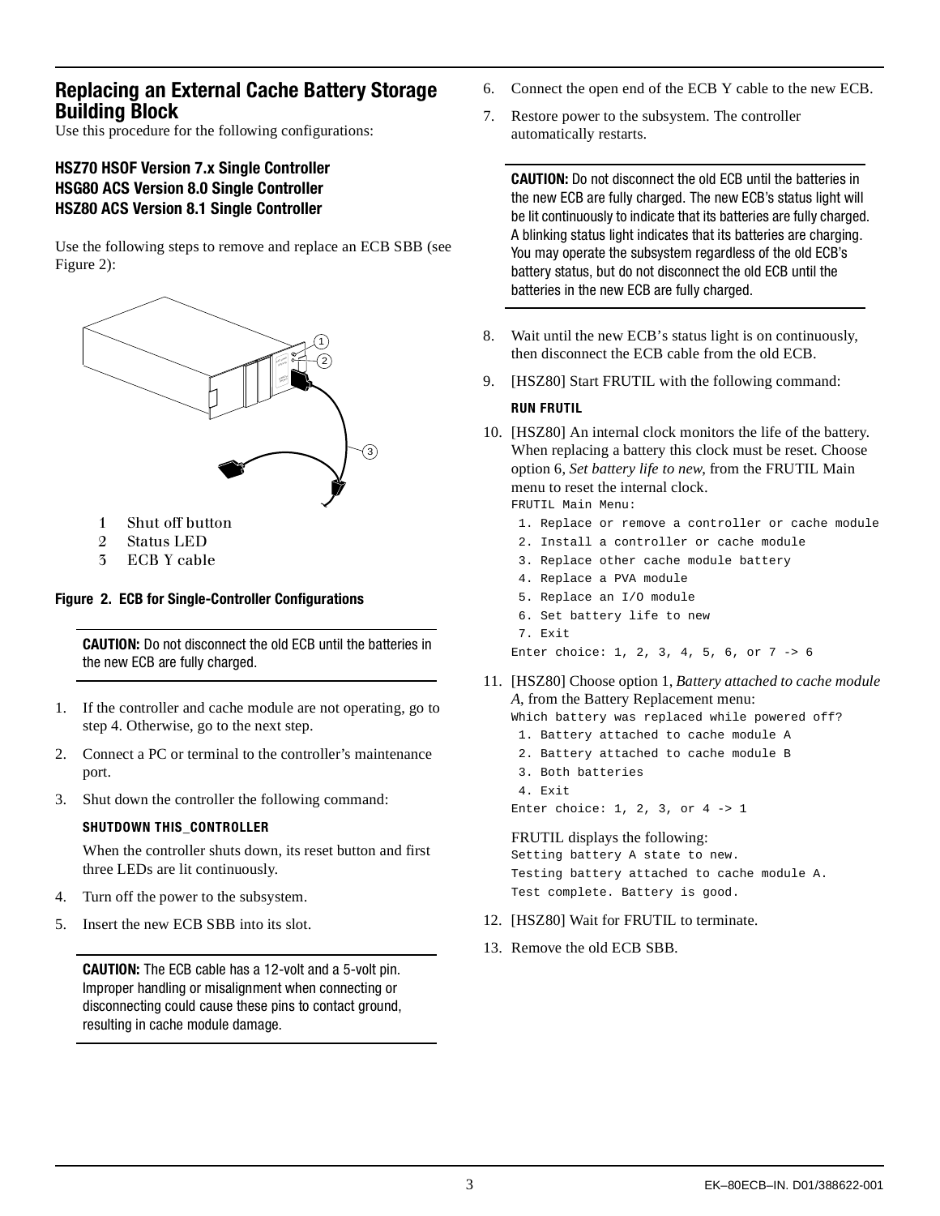## Replacing an External Cache Battery Storage Building Block

Use this procedure for the following configurations:

**HSZ70 HSOF Version 7.x Single Controller**
**HSG80 ACS Version 8.0 Single Controller**
**HSZ80 ACS Version 8.1 Single Controller**

Use the following steps to remove and replace an ECB SBB (see Figure 2):

1 Shut off button
2 Status LED
3 ECB Y cable

**Figure 2. ECB for Single-Controller Configurations**

> **CAUTION:** Do not disconnect the old ECB until the batteries in the new ECB are fully charged.

1. If the controller and cache module are not operating, go to step 4. Otherwise, go to the next step.
2. Connect a PC or terminal to the controller's maintenance port.
3. Shut down the controller the following command:

   **SHUTDOWN THIS_CONTROLLER**

   When the controller shuts down, its reset button and first three LEDs are lit continuously.
4. Turn off the power to the subsystem.
5. Insert the new ECB SBB into its slot.

> **CAUTION:** The ECB cable has a 12-volt and a 5-volt pin. Improper handling or misalignment when connecting or disconnecting could cause these pins to contact ground, resulting in cache module damage.

6. Connect the open end of the ECB Y cable to the new ECB.
7. Restore power to the subsystem. The controller automatically restarts.

> **CAUTION:** Do not disconnect the old ECB until the batteries in the new ECB are fully charged. The new ECB's status light will be lit continuously to indicate that its batteries are fully charged. A blinking status light indicates that its batteries are charging. You may operate the subsystem regardless of the old ECB's battery status, but do not disconnect the old ECB until the batteries in the new ECB are fully charged.

8. Wait until the new ECB's status light is on continuously, then disconnect the ECB cable from the old ECB.
9. [HSZ80] Start FRUTIL with the following command:

   **RUN FRUTIL**
10. [HSZ80] An internal clock monitors the life of the battery. When replacing a battery this clock must be reset. Choose option 6, *Set battery life to new*, from the FRUTIL Main menu to reset the internal clock.

```
FRUTIL Main Menu:
 1. Replace or remove a controller or cache module
 2. Install a controller or cache module
 3. Replace other cache module battery
 4. Replace a PVA module
 5. Replace an I/O module
 6. Set battery life to new
 7. Exit
Enter choice: 1, 2, 3, 4, 5, 6, or 7 -> 6
```

11. [HSZ80] Choose option 1, *Battery attached to cache module A*, from the Battery Replacement menu:

```
Which battery was replaced while powered off?
 1. Battery attached to cache module A
 2. Battery attached to cache module B
 3. Both batteries
 4. Exit
Enter choice: 1, 2, 3, or 4 -> 1
```

   FRUTIL displays the following:

```
Setting battery A state to new.
Testing battery attached to cache module A.
Test complete. Battery is good.
```

12. [HSZ80] Wait for FRUTIL to terminate.
13. Remove the old ECB SBB.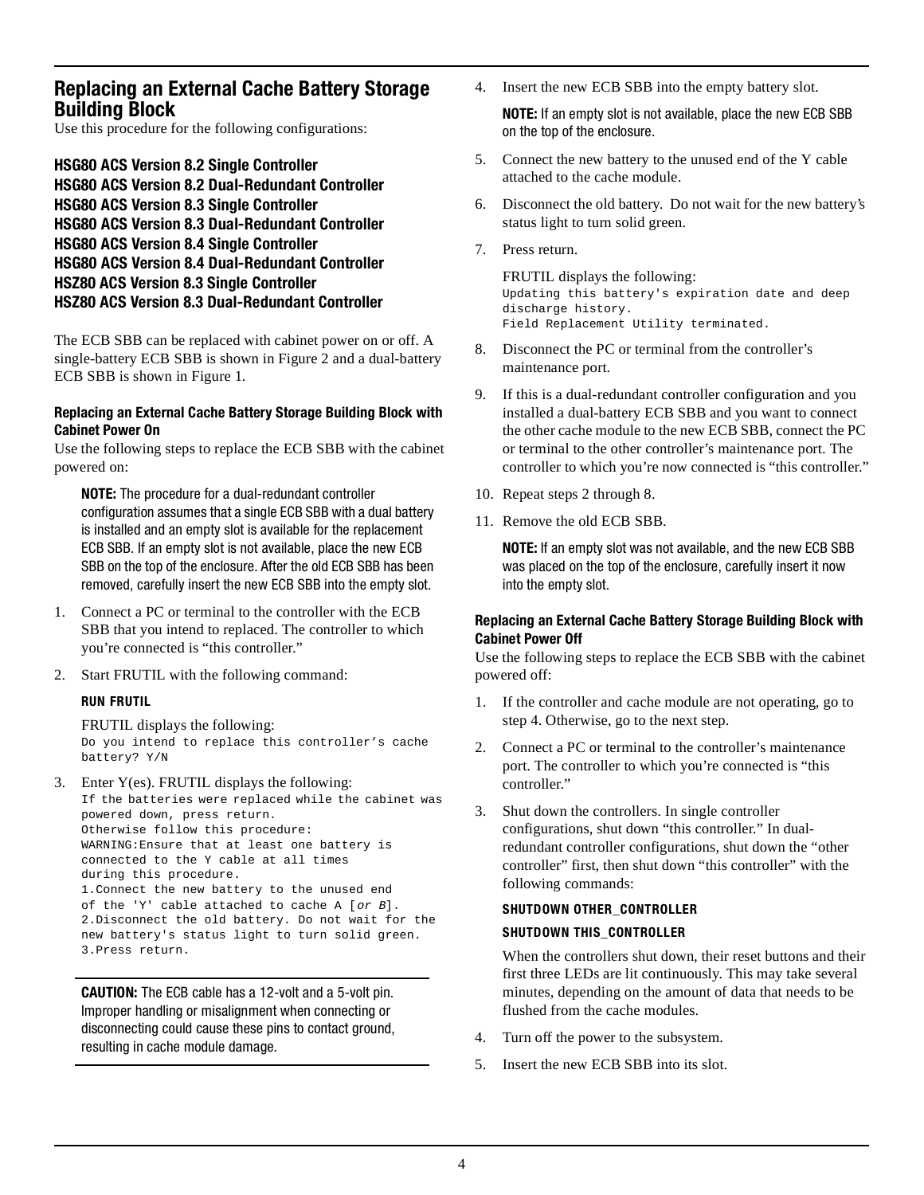## Replacing an External Cache Battery Storage Building Block

Use this procedure for the following configurations:

**HSG80 ACS Version 8.2 Single Controller**
**HSG80 ACS Version 8.2 Dual-Redundant Controller**
**HSG80 ACS Version 8.3 Single Controller**
**HSG80 ACS Version 8.3 Dual-Redundant Controller**
**HSG80 ACS Version 8.4 Single Controller**
**HSG80 ACS Version 8.4 Dual-Redundant Controller**
**HSZ80 ACS Version 8.3 Single Controller**
**HSZ80 ACS Version 8.3 Dual-Redundant Controller**

The ECB SBB can be replaced with cabinet power on or off. A single-battery ECB SBB is shown in Figure 2 and a dual-battery ECB SBB is shown in Figure 1.

### Replacing an External Cache Battery Storage Building Block with Cabinet Power On

Use the following steps to replace the ECB SBB with the cabinet powered on:

> **NOTE:** The procedure for a dual-redundant controller configuration assumes that a single ECB SBB with a dual battery is installed and an empty slot is available for the replacement ECB SBB. If an empty slot is not available, place the new ECB SBB on the top of the enclosure. After the old ECB SBB has been removed, carefully insert the new ECB SBB into the empty slot.

1. Connect a PC or terminal to the controller with the ECB SBB that you intend to replaced. The controller to which you're connected is "this controller."
2. Start FRUTIL with the following command:

   **RUN FRUTIL**

   FRUTIL displays the following:
   ```
   Do you intend to replace this controller's cache
   battery? Y/N
   ```
3. Enter Y(es). FRUTIL displays the following:
   ```
   If the batteries were replaced while the cabinet was
   powered down, press return.
   Otherwise follow this procedure:
   WARNING:Ensure that at least one battery is
   connected to the Y cable at all times
   during this procedure.
   1.Connect the new battery to the unused end
   of the 'Y' cable attached to cache A [or B].
   2.Disconnect the old battery. Do not wait for the
   new battery's status light to turn solid green.
   3.Press return.
   ```

> **CAUTION:** The ECB cable has a 12-volt and a 5-volt pin. Improper handling or misalignment when connecting or disconnecting could cause these pins to contact ground, resulting in cache module damage.

4. Insert the new ECB SBB into the empty battery slot.

   **NOTE:** If an empty slot is not available, place the new ECB SBB on the top of the enclosure.
5. Connect the new battery to the unused end of the Y cable attached to the cache module.
6. Disconnect the old battery. Do not wait for the new battery's status light to turn solid green.
7. Press return.

   FRUTIL displays the following:
   ```
   Updating this battery's expiration date and deep
   discharge history.
   Field Replacement Utility terminated.
   ```
8. Disconnect the PC or terminal from the controller's maintenance port.
9. If this is a dual-redundant controller configuration and you installed a dual-battery ECB SBB and you want to connect the other cache module to the new ECB SBB, connect the PC or terminal to the other controller's maintenance port. The controller to which you're now connected is "this controller."
10. Repeat steps 2 through 8.
11. Remove the old ECB SBB.

    **NOTE:** If an empty slot was not available, and the new ECB SBB was placed on the top of the enclosure, carefully insert it now into the empty slot.

### Replacing an External Cache Battery Storage Building Block with Cabinet Power Off

Use the following steps to replace the ECB SBB with the cabinet powered off:

1. If the controller and cache module are not operating, go to step 4. Otherwise, go to the next step.
2. Connect a PC or terminal to the controller's maintenance port. The controller to which you're connected is "this controller."
3. Shut down the controllers. In single controller configurations, shut down "this controller." In dual-redundant controller configurations, shut down the "other controller" first, then shut down "this controller" with the following commands:

   **SHUTDOWN OTHER_CONTROLLER**

   **SHUTDOWN THIS_CONTROLLER**

   When the controllers shut down, their reset buttons and their first three LEDs are lit continuously. This may take several minutes, depending on the amount of data that needs to be flushed from the cache modules.
4. Turn off the power to the subsystem.
5. Insert the new ECB SBB into its slot.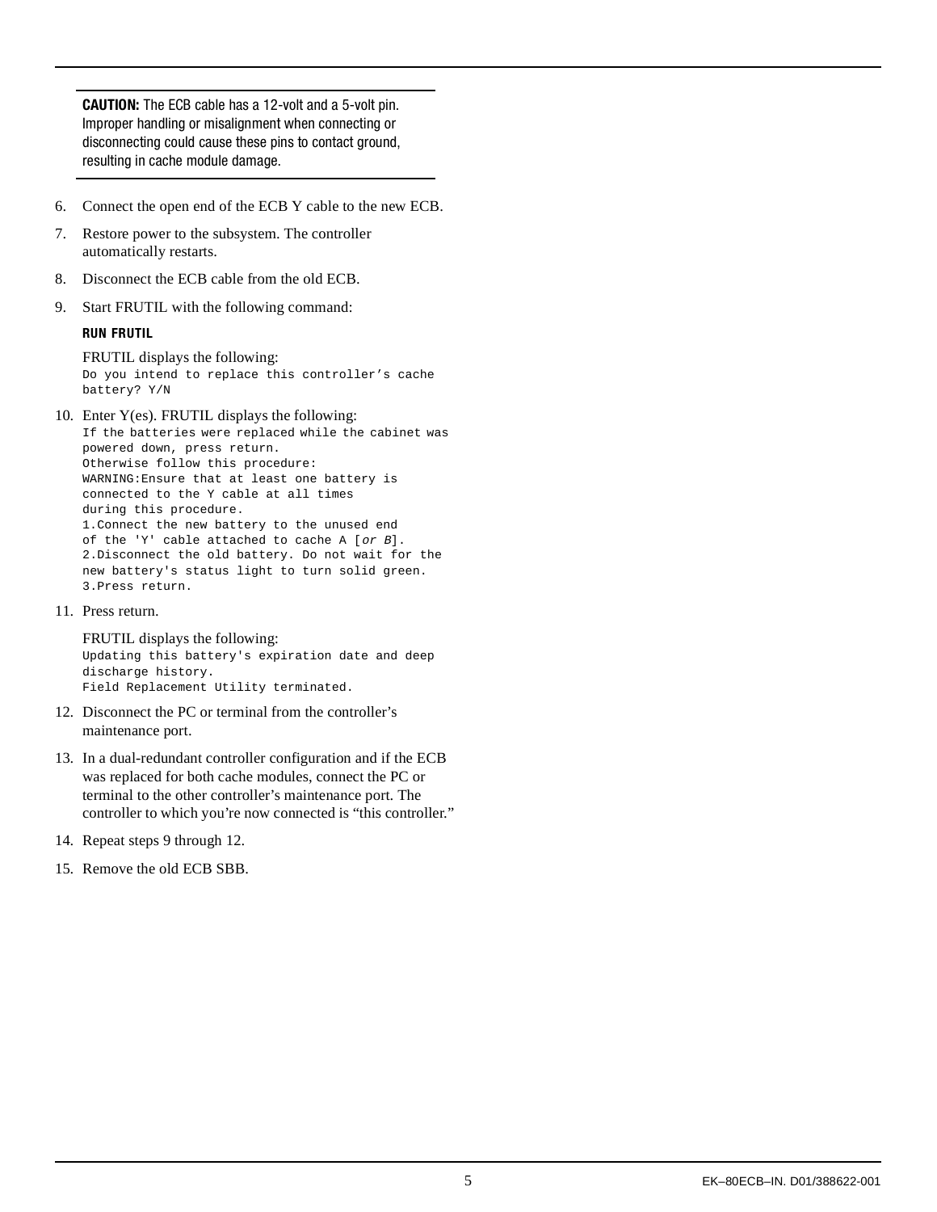**CAUTION:** The ECB cable has a 12-volt and a 5-volt pin. Improper handling or misalignment when connecting or disconnecting could cause these pins to contact ground, resulting in cache module damage.

6. Connect the open end of the ECB Y cable to the new ECB.

7. Restore power to the subsystem. The controller automatically restarts.

8. Disconnect the ECB cable from the old ECB.

9. Start FRUTIL with the following command:

   **RUN FRUTIL**

   FRUTIL displays the following:

   ```
   Do you intend to replace this controller's cache
   battery? Y/N
   ```

10. Enter Y(es). FRUTIL displays the following:

    ```
    If the batteries were replaced while the cabinet was
    powered down, press return.
    Otherwise follow this procedure:
    WARNING:Ensure that at least one battery is
    connected to the Y cable at all times
    during this procedure.
    1.Connect the new battery to the unused end
    of the 'Y' cable attached to cache A [or B].
    2.Disconnect the old battery. Do not wait for the
    new battery's status light to turn solid green.
    3.Press return.
    ```

11. Press return.

    FRUTIL displays the following:

    ```
    Updating this battery's expiration date and deep
    discharge history.
    Field Replacement Utility terminated.
    ```

12. Disconnect the PC or terminal from the controller's maintenance port.

13. In a dual-redundant controller configuration and if the ECB was replaced for both cache modules, connect the PC or terminal to the other controller's maintenance port. The controller to which you're now connected is "this controller."

14. Repeat steps 9 through 12.

15. Remove the old ECB SBB.